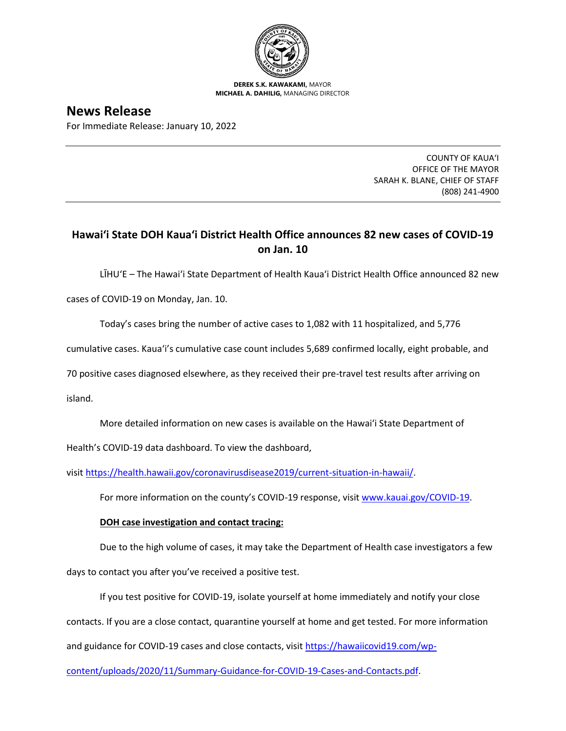**DEREK S.K. KAWAKAMI,** MAYOR
**MICHAEL A. DAHILIG,** MANAGING DIRECTOR

# News Release

For Immediate Release: January 10, 2022

COUNTY OF KAUAʻI
OFFICE OF THE MAYOR
SARAH K. BLANE, CHIEF OF STAFF
(808) 241-4900

## Hawaiʻi State DOH Kauaʻi District Health Office announces 82 new cases of COVID-19 on Jan. 10

LĪHUʻE – The Hawaiʻi State Department of Health Kauaʻi District Health Office announced 82 new cases of COVID-19 on Monday, Jan. 10.

Today's cases bring the number of active cases to 1,082 with 11 hospitalized, and 5,776 cumulative cases. Kauaʻi's cumulative case count includes 5,689 confirmed locally, eight probable, and 70 positive cases diagnosed elsewhere, as they received their pre-travel test results after arriving on island.

More detailed information on new cases is available on the Hawaiʻi State Department of Health's COVID-19 data dashboard. To view the dashboard, visit https://health.hawaii.gov/coronavirusdisease2019/current-situation-in-hawaii/.

For more information on the county's COVID-19 response, visit www.kauai.gov/COVID-19.

**DOH case investigation and contact tracing:**

Due to the high volume of cases, it may take the Department of Health case investigators a few days to contact you after you've received a positive test.

If you test positive for COVID-19, isolate yourself at home immediately and notify your close contacts. If you are a close contact, quarantine yourself at home and get tested. For more information and guidance for COVID-19 cases and close contacts, visit https://hawaiicovid19.com/wp-content/uploads/2020/11/Summary-Guidance-for-COVID-19-Cases-and-Contacts.pdf.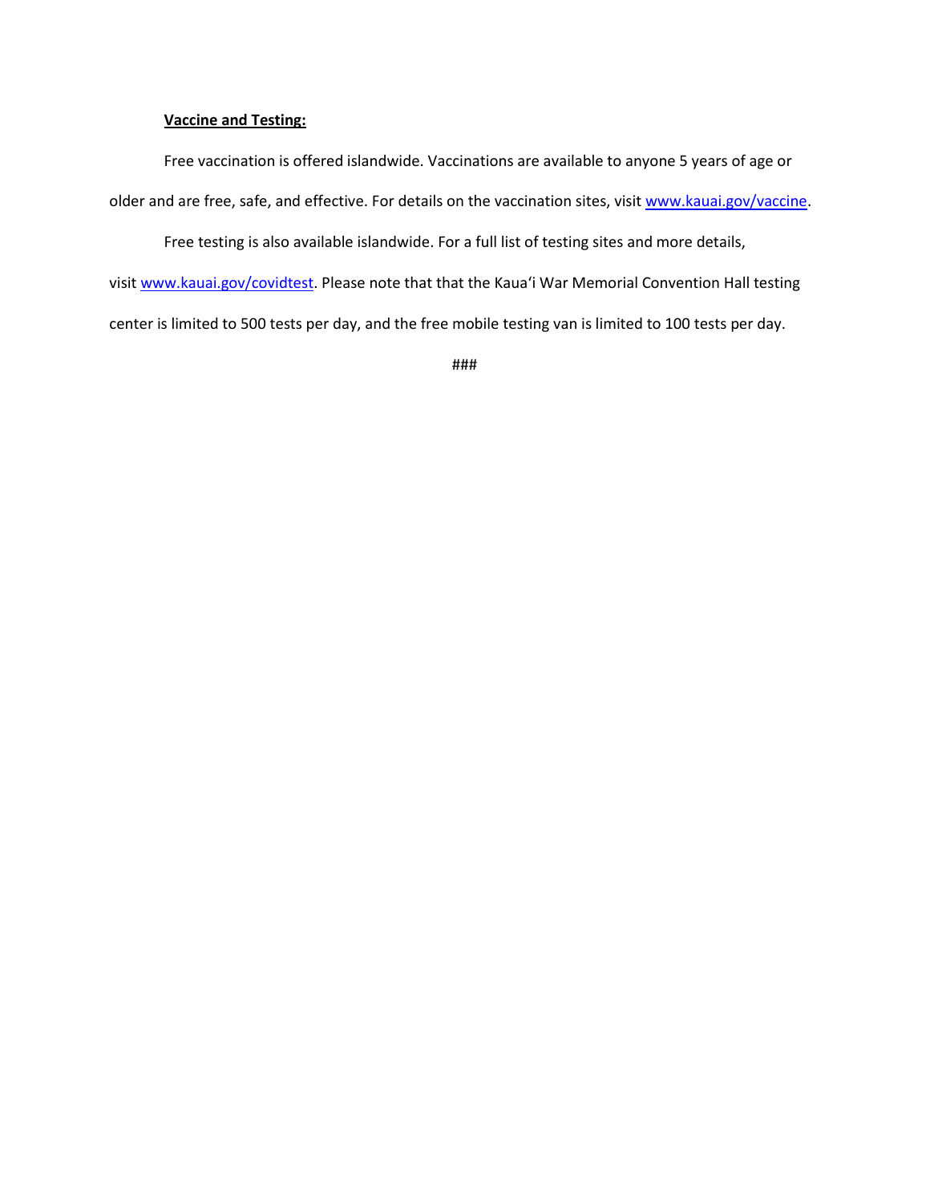**Vaccine and Testing:**

Free vaccination is offered islandwide. Vaccinations are available to anyone 5 years of age or older and are free, safe, and effective. For details on the vaccination sites, visit [www.kauai.gov/vaccine](http://www.kauai.gov/vaccine).

Free testing is also available islandwide. For a full list of testing sites and more details, visit [www.kauai.gov/covidtest](http://www.kauai.gov/covidtest). Please note that that the Kaua'i War Memorial Convention Hall testing center is limited to 500 tests per day, and the free mobile testing van is limited to 100 tests per day.

###